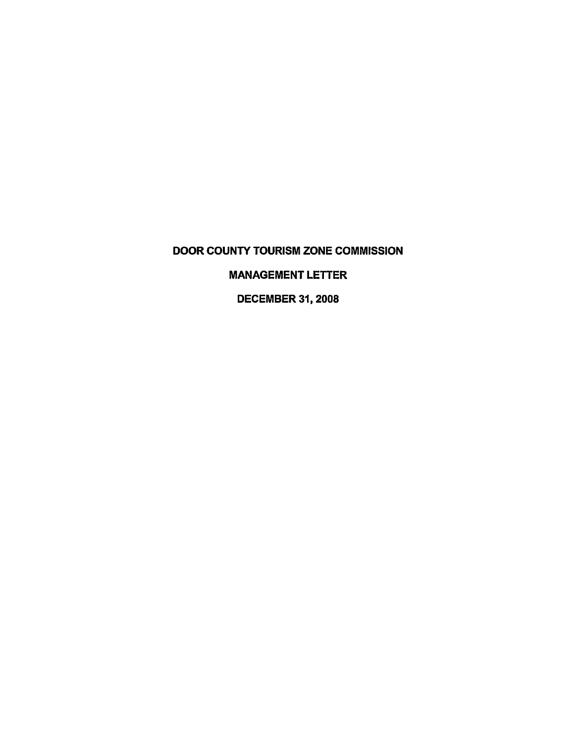# DOOR COUNTY TOURISM ZONE COMMISSION

## MANAGEMENT LETTER

## DECEMBER 31, 2008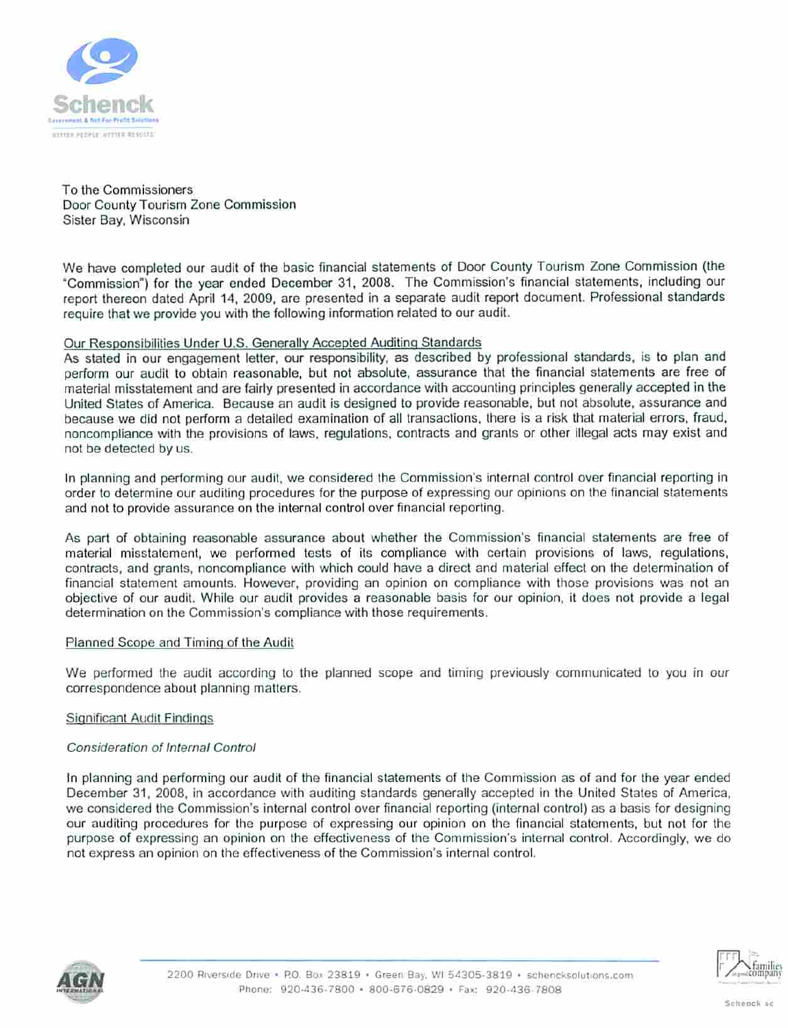To the Commissioners
Door County Tourism Zone Commission
Sister Bay, Wisconsin

We have completed our audit of the basic financial statements of Door County Tourism Zone Commission (the "Commission") for the year ended December 31, 2008. The Commission's financial statements, including our report thereon dated April 14, 2009, are presented in a separate audit report document. Professional standards require that we provide you with the following information related to our audit.

## Our Responsibilities Under U.S. Generally Accepted Auditing Standards

As stated in our engagement letter, our responsibility, as described by professional standards, is to plan and perform our audit to obtain reasonable, but not absolute, assurance that the financial statements are free of material misstatement and are fairly presented in accordance with accounting principles generally accepted in the United States of America. Because an audit is designed to provide reasonable, but not absolute, assurance and because we did not perform a detailed examination of all transactions, there is a risk that material errors, fraud, noncompliance with the provisions of laws, regulations, contracts and grants or other illegal acts may exist and not be detected by us.

In planning and performing our audit, we considered the Commission's internal control over financial reporting in order to determine our auditing procedures for the purpose of expressing our opinions on the financial statements and not to provide assurance on the internal control over financial reporting.

As part of obtaining reasonable assurance about whether the Commission's financial statements are free of material misstatement, we performed tests of its compliance with certain provisions of laws, regulations, contracts, and grants, noncompliance with which could have a direct and material effect on the determination of financial statement amounts. However, providing an opinion on compliance with those provisions was not an objective of our audit. While our audit provides a reasonable basis for our opinion, it does not provide a legal determination on the Commission's compliance with those requirements.

## Planned Scope and Timing of the Audit

We performed the audit according to the planned scope and timing previously communicated to you in our correspondence about planning matters.

## Significant Audit Findings

### *Consideration of Internal Control*

In planning and performing our audit of the financial statements of the Commission as of and for the year ended December 31, 2008, in accordance with auditing standards generally accepted in the United States of America, we considered the Commission's internal control over financial reporting (internal control) as a basis for designing our auditing procedures for the purpose of expressing our opinion on the financial statements, but not for the purpose of expressing an opinion on the effectiveness of the Commission's internal control. Accordingly, we do not express an opinion on the effectiveness of the Commission's internal control.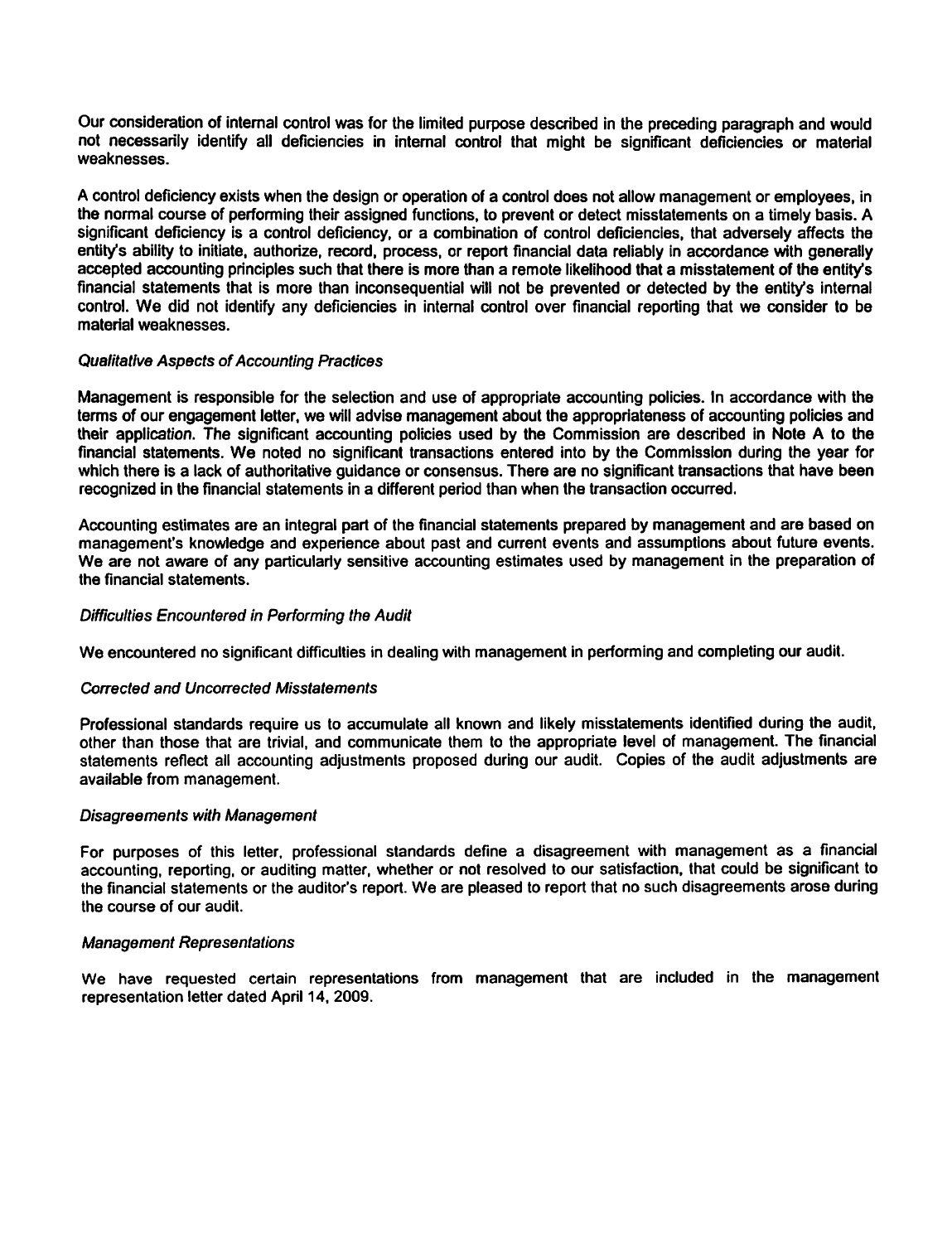Our consideration of internal control was for the limited purpose described in the preceding paragraph and would not necessarily identify all deficiencies in internal control that might be significant deficiencies or material weaknesses.

A control deficiency exists when the design or operation of a control does not allow management or employees, in the normal course of performing their assigned functions, to prevent or detect misstatements on a timely basis. A significant deficiency is a control deficiency, or a combination of control deficiencies, that adversely affects the entity's ability to initiate, authorize, record, process, or report financial data reliably in accordance with generally accepted accounting principles such that there is more than a remote likelihood that a misstatement of the entity's financial statements that is more than inconsequential will not be prevented or detected by the entity's internal control. We did not identify any deficiencies in internal control over financial reporting that we consider to be material weaknesses.

*Qualitative Aspects of Accounting Practices*

Management is responsible for the selection and use of appropriate accounting policies. In accordance with the terms of our engagement letter, we will advise management about the appropriateness of accounting policies and their application. The significant accounting policies used by the Commission are described in Note A to the financial statements. We noted no significant transactions entered into by the Commission during the year for which there is a lack of authoritative guidance or consensus. There are no significant transactions that have been recognized in the financial statements in a different period than when the transaction occurred.

Accounting estimates are an integral part of the financial statements prepared by management and are based on management's knowledge and experience about past and current events and assumptions about future events. We are not aware of any particularly sensitive accounting estimates used by management in the preparation of the financial statements.

*Difficulties Encountered in Performing the Audit*

We encountered no significant difficulties in dealing with management in performing and completing our audit.

*Corrected and Uncorrected Misstatements*

Professional standards require us to accumulate all known and likely misstatements identified during the audit, other than those that are trivial, and communicate them to the appropriate level of management. The financial statements reflect all accounting adjustments proposed during our audit. Copies of the audit adjustments are available from management.

*Disagreements with Management*

For purposes of this letter, professional standards define a disagreement with management as a financial accounting, reporting, or auditing matter, whether or not resolved to our satisfaction, that could be significant to the financial statements or the auditor's report. We are pleased to report that no such disagreements arose during the course of our audit.

*Management Representations*

We have requested certain representations from management that are included in the management representation letter dated April 14, 2009.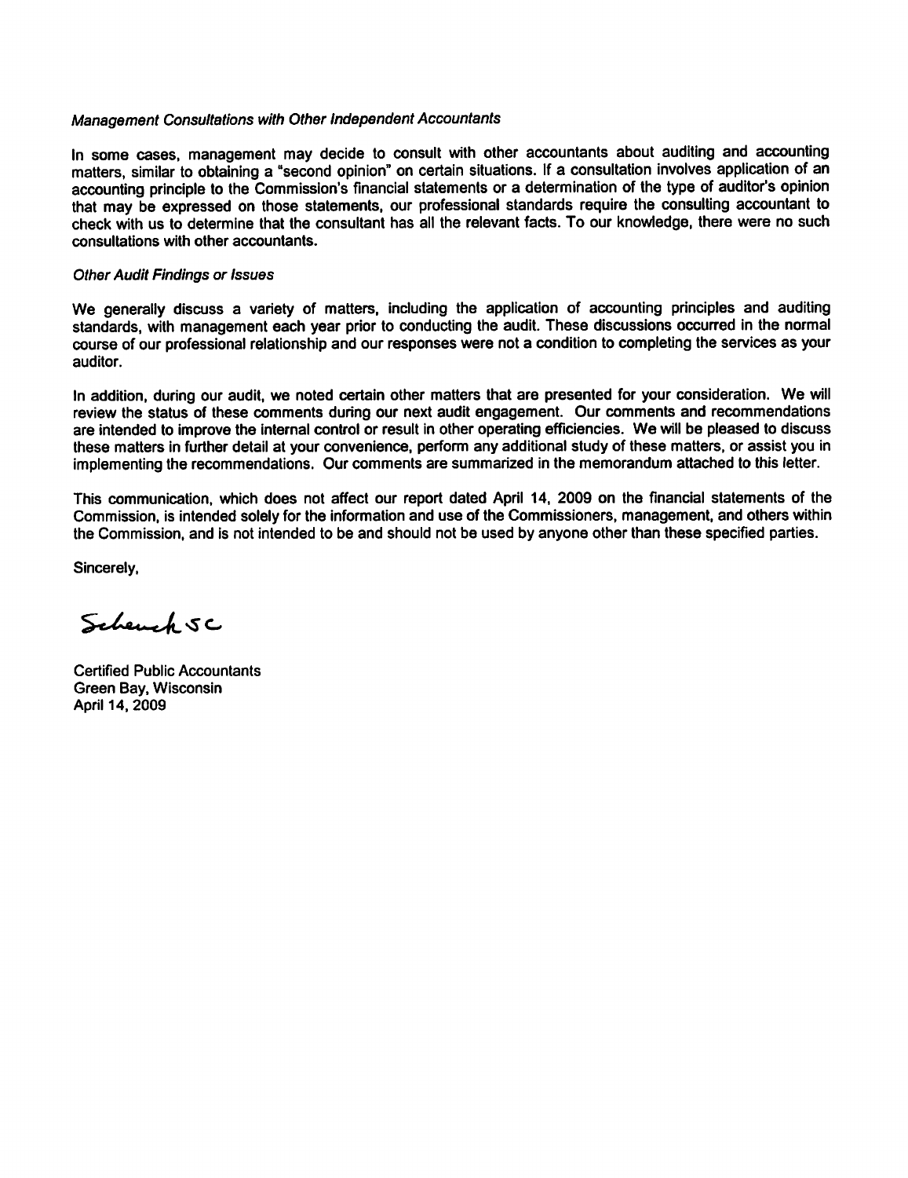*Management Consultations with Other Independent Accountants*

In some cases, management may decide to consult with other accountants about auditing and accounting matters, similar to obtaining a "second opinion" on certain situations. If a consultation involves application of an accounting principle to the Commission's financial statements or a determination of the type of auditor's opinion that may be expressed on those statements, our professional standards require the consulting accountant to check with us to determine that the consultant has all the relevant facts. To our knowledge, there were no such consultations with other accountants.

*Other Audit Findings or Issues*

We generally discuss a variety of matters, including the application of accounting principles and auditing standards, with management each year prior to conducting the audit. These discussions occurred in the normal course of our professional relationship and our responses were not a condition to completing the services as your auditor.

In addition, during our audit, we noted certain other matters that are presented for your consideration. We will review the status of these comments during our next audit engagement. Our comments and recommendations are intended to improve the internal control or result in other operating efficiencies. We will be pleased to discuss these matters in further detail at your convenience, perform any additional study of these matters, or assist you in implementing the recommendations. Our comments are summarized in the memorandum attached to this letter.

This communication, which does not affect our report dated April 14, 2009 on the financial statements of the Commission, is intended solely for the information and use of the Commissioners, management, and others within the Commission, and is not intended to be and should not be used by anyone other than these specified parties.

Sincerely,

Schenck SC

Certified Public Accountants
Green Bay, Wisconsin
April 14, 2009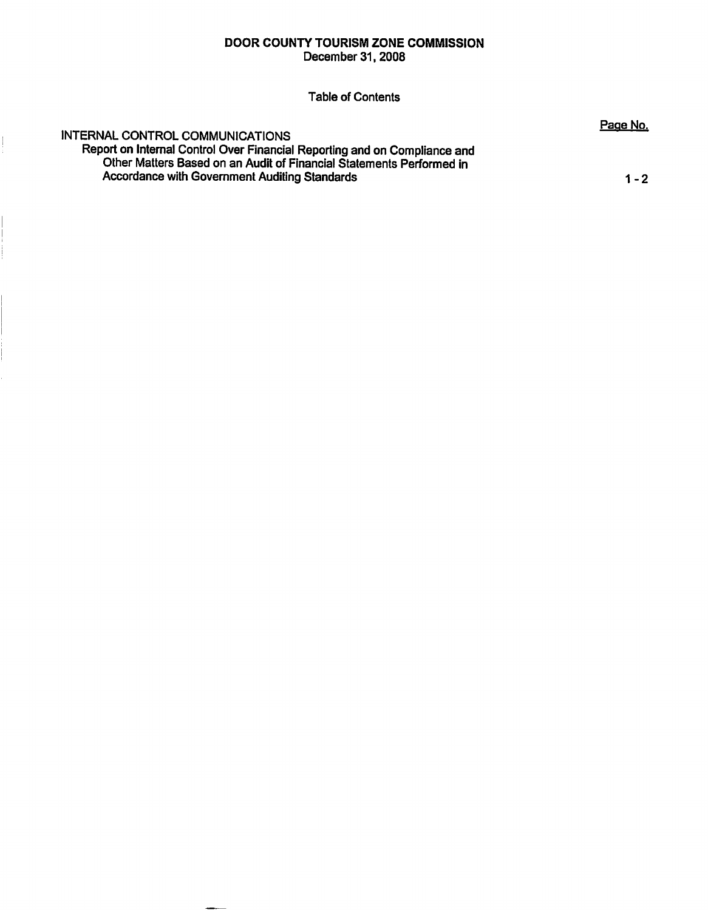**DOOR COUNTY TOURISM ZONE COMMISSION**
December 31, 2008

Table of Contents

| | Page No. |
|---|---|
| INTERNAL CONTROL COMMUNICATIONS | |
| **Report on Internal Control Over Financial Reporting and on Compliance and Other Matters Based on an Audit of Financial Statements Performed in Accordance with Government Auditing Standards** | 1 - 2 |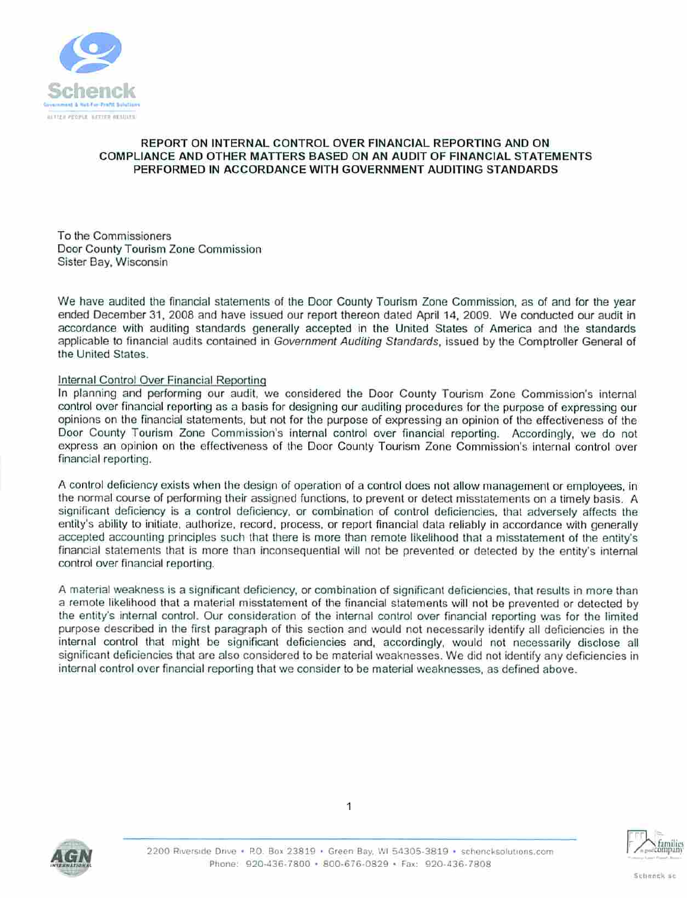# REPORT ON INTERNAL CONTROL OVER FINANCIAL REPORTING AND ON COMPLIANCE AND OTHER MATTERS BASED ON AN AUDIT OF FINANCIAL STATEMENTS PERFORMED IN ACCORDANCE WITH GOVERNMENT AUDITING STANDARDS

To the Commissioners
Door County Tourism Zone Commission
Sister Bay, Wisconsin

We have audited the financial statements of the Door County Tourism Zone Commission, as of and for the year ended December 31, 2008 and have issued our report thereon dated April 14, 2009. We conducted our audit in accordance with auditing standards generally accepted in the United States of America and the standards applicable to financial audits contained in *Government Auditing Standards*, issued by the Comptroller General of the United States.

Internal Control Over Financial Reporting

In planning and performing our audit, we considered the Door County Tourism Zone Commission's internal control over financial reporting as a basis for designing our auditing procedures for the purpose of expressing our opinions on the financial statements, but not for the purpose of expressing an opinion of the effectiveness of the Door County Tourism Zone Commission's internal control over financial reporting. Accordingly, we do not express an opinion on the effectiveness of the Door County Tourism Zone Commission's internal control over financial reporting.

A control deficiency exists when the design of operation of a control does not allow management or employees, in the normal course of performing their assigned functions, to prevent or detect misstatements on a timely basis. A significant deficiency is a control deficiency, or combination of control deficiencies, that adversely affects the entity's ability to initiate, authorize, record, process, or report financial data reliably in accordance with generally accepted accounting principles such that there is more than remote likelihood that a misstatement of the entity's financial statements that is more than inconsequential will not be prevented or detected by the entity's internal control over financial reporting.

A material weakness is a significant deficiency, or combination of significant deficiencies, that results in more than a remote likelihood that a material misstatement of the financial statements will not be prevented or detected by the entity's internal control. Our consideration of the internal control over financial reporting was for the limited purpose described in the first paragraph of this section and would not necessarily identify all deficiencies in the internal control that might be significant deficiencies and, accordingly, would not necessarily disclose all significant deficiencies that are also considered to be material weaknesses. We did not identify any deficiencies in internal control over financial reporting that we consider to be material weaknesses, as defined above.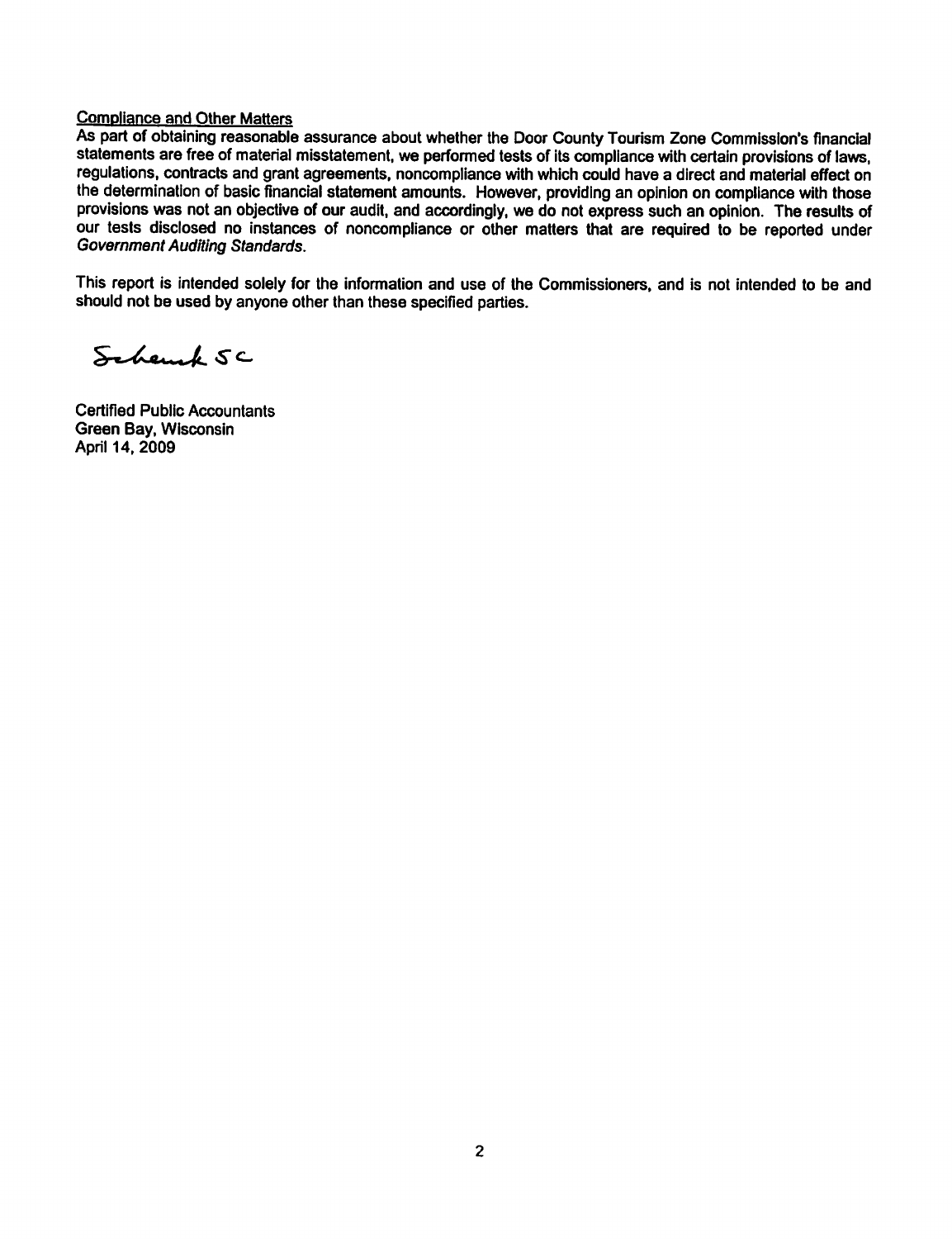Compliance and Other Matters

As part of obtaining reasonable assurance about whether the Door County Tourism Zone Commission's financial statements are free of material misstatement, we performed tests of its compliance with certain provisions of laws, regulations, contracts and grant agreements, noncompliance with which could have a direct and material effect on the determination of basic financial statement amounts. However, providing an opinion on compliance with those provisions was not an objective of our audit, and accordingly, we do not express such an opinion. The results of our tests disclosed no instances of noncompliance or other matters that are required to be reported under *Government Auditing Standards*.

This report is intended solely for the information and use of the Commissioners, and is not intended to be and should not be used by anyone other than these specified parties.

Schenck SC

Certified Public Accountants
Green Bay, Wisconsin
April 14, 2009